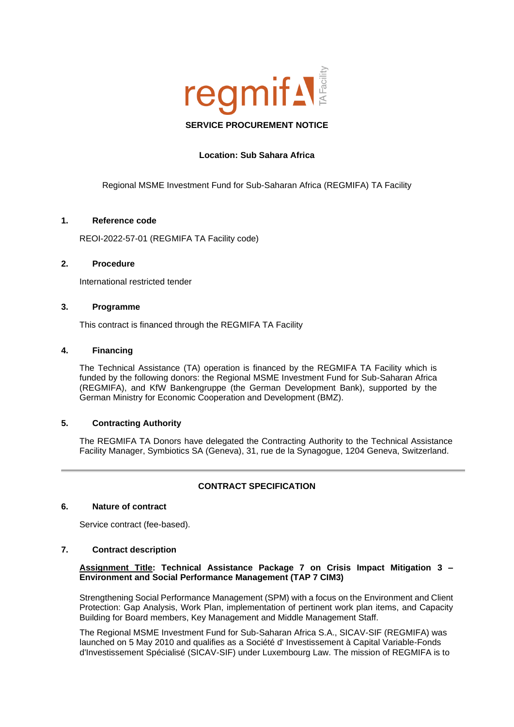regmifA TA Facility

**SERVICE PROCUREMENT NOTICE**

**Location: Sub Sahara Africa**

Regional MSME Investment Fund for Sub-Saharan Africa (REGMIFA) TA Facility

## 1. Reference code

REOI-2022-57-01 (REGMIFA TA Facility code)

## 2. Procedure

International restricted tender

## 3. Programme

This contract is financed through the REGMIFA TA Facility

## 4. Financing

The Technical Assistance (TA) operation is financed by the REGMIFA TA Facility which is funded by the following donors: the Regional MSME Investment Fund for Sub-Saharan Africa (REGMIFA), and KfW Bankengruppe (the German Development Bank), supported by the German Ministry for Economic Cooperation and Development (BMZ).

## 5. Contracting Authority

The REGMIFA TA Donors have delegated the Contracting Authority to the Technical Assistance Facility Manager, Symbiotics SA (Geneva), 31, rue de la Synagogue, 1204 Geneva, Switzerland.

---

**CONTRACT SPECIFICATION**

## 6. Nature of contract

Service contract (fee-based).

## 7. Contract description

**Assignment Title: Technical Assistance Package 7 on Crisis Impact Mitigation 3 – Environment and Social Performance Management (TAP 7 CIM3)**

Strengthening Social Performance Management (SPM) with a focus on the Environment and Client Protection: Gap Analysis, Work Plan, implementation of pertinent work plan items, and Capacity Building for Board members, Key Management and Middle Management Staff.

The Regional MSME Investment Fund for Sub-Saharan Africa S.A., SICAV-SIF (REGMIFA) was launched on 5 May 2010 and qualifies as a Société d' Investissement à Capital Variable-Fonds d'Investissement Spécialisé (SICAV-SIF) under Luxembourg Law. The mission of REGMIFA is to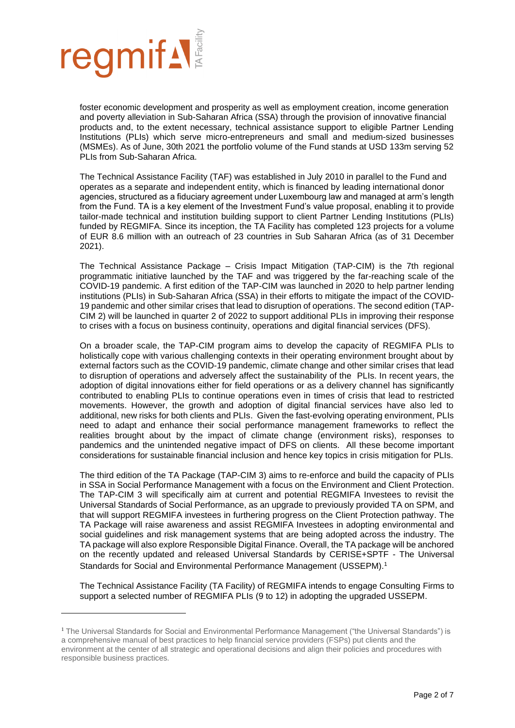foster economic development and prosperity as well as employment creation, income generation and poverty alleviation in Sub-Saharan Africa (SSA) through the provision of innovative financial products and, to the extent necessary, technical assistance support to eligible Partner Lending Institutions (PLIs) which serve micro-entrepreneurs and small and medium-sized businesses (MSMEs). As of June, 30th 2021 the portfolio volume of the Fund stands at USD 133m serving 52 PLIs from Sub-Saharan Africa.

The Technical Assistance Facility (TAF) was established in July 2010 in parallel to the Fund and operates as a separate and independent entity, which is financed by leading international donor agencies, structured as a fiduciary agreement under Luxembourg law and managed at arm's length from the Fund. TA is a key element of the Investment Fund's value proposal, enabling it to provide tailor-made technical and institution building support to client Partner Lending Institutions (PLIs) funded by REGMIFA. Since its inception, the TA Facility has completed 123 projects for a volume of EUR 8.6 million with an outreach of 23 countries in Sub Saharan Africa (as of 31 December 2021).

The Technical Assistance Package – Crisis Impact Mitigation (TAP-CIM) is the 7th regional programmatic initiative launched by the TAF and was triggered by the far-reaching scale of the COVID-19 pandemic. A first edition of the TAP-CIM was launched in 2020 to help partner lending institutions (PLIs) in Sub-Saharan Africa (SSA) in their efforts to mitigate the impact of the COVID-19 pandemic and other similar crises that lead to disruption of operations. The second edition (TAP-CIM 2) will be launched in quarter 2 of 2022 to support additional PLIs in improving their response to crises with a focus on business continuity, operations and digital financial services (DFS).

On a broader scale, the TAP-CIM program aims to develop the capacity of REGMIFA PLIs to holistically cope with various challenging contexts in their operating environment brought about by external factors such as the COVID-19 pandemic, climate change and other similar crises that lead to disruption of operations and adversely affect the sustainability of the PLIs. In recent years, the adoption of digital innovations either for field operations or as a delivery channel has significantly contributed to enabling PLIs to continue operations even in times of crisis that lead to restricted movements. However, the growth and adoption of digital financial services have also led to additional, new risks for both clients and PLIs. Given the fast-evolving operating environment, PLIs need to adapt and enhance their social performance management frameworks to reflect the realities brought about by the impact of climate change (environment risks), responses to pandemics and the unintended negative impact of DFS on clients. All these become important considerations for sustainable financial inclusion and hence key topics in crisis mitigation for PLIs.

The third edition of the TA Package (TAP-CIM 3) aims to re-enforce and build the capacity of PLIs in SSA in Social Performance Management with a focus on the Environment and Client Protection. The TAP-CIM 3 will specifically aim at current and potential REGMIFA Investees to revisit the Universal Standards of Social Performance, as an upgrade to previously provided TA on SPM, and that will support REGMIFA investees in furthering progress on the Client Protection pathway. The TA Package will raise awareness and assist REGMIFA Investees in adopting environmental and social guidelines and risk management systems that are being adopted across the industry. The TA package will also explore Responsible Digital Finance. Overall, the TA package will be anchored on the recently updated and released Universal Standards by CERISE+SPTF - The Universal Standards for Social and Environmental Performance Management (USSEPM).[1]

The Technical Assistance Facility (TA Facility) of REGMIFA intends to engage Consulting Firms to support a selected number of REGMIFA PLIs (9 to 12) in adopting the upgraded USSEPM.

---

[1] The Universal Standards for Social and Environmental Performance Management ("the Universal Standards") is a comprehensive manual of best practices to help financial service providers (FSPs) put clients and the environment at the center of all strategic and operational decisions and align their policies and procedures with responsible business practices.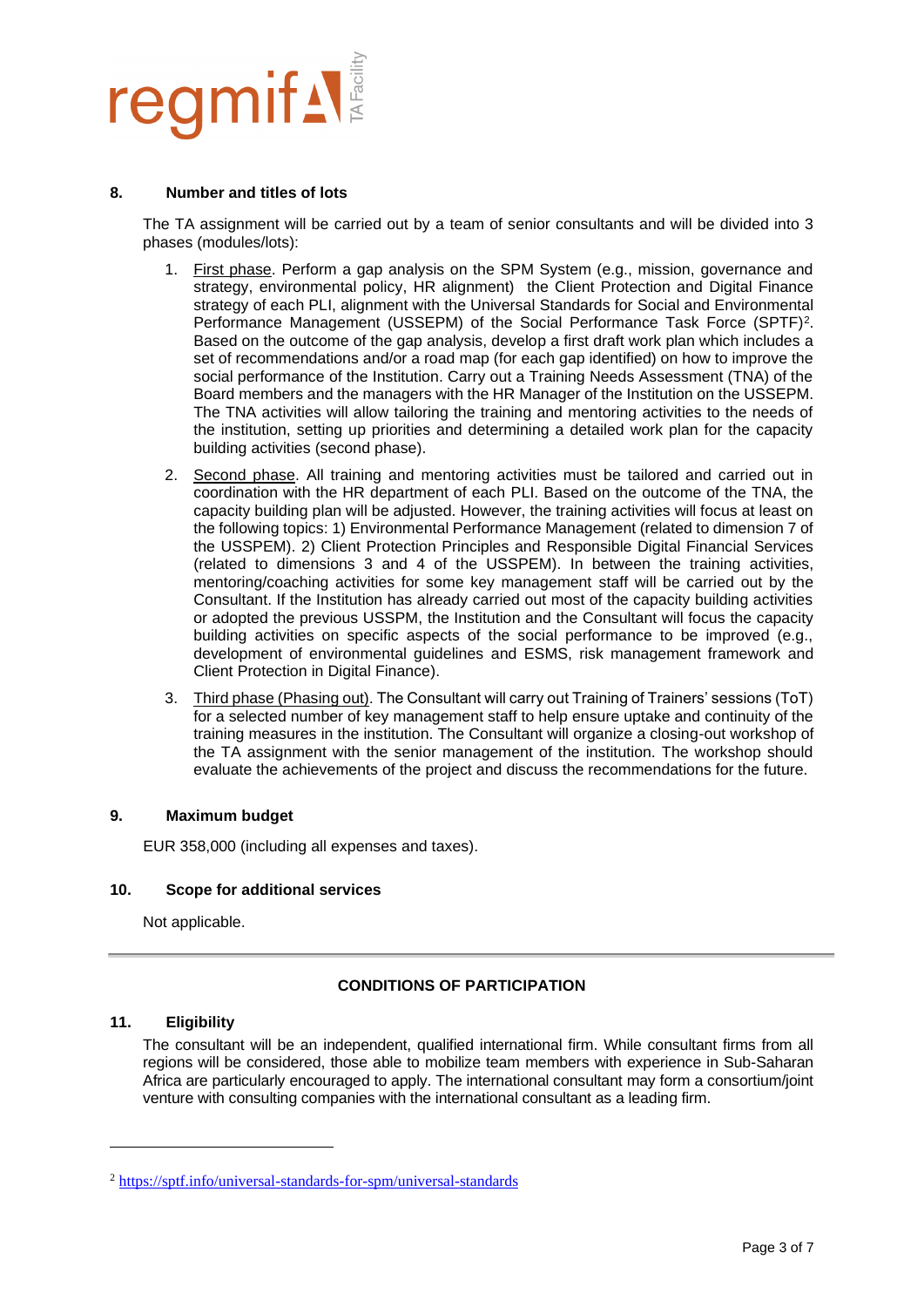## 8. Number and titles of lots

The TA assignment will be carried out by a team of senior consultants and will be divided into 3 phases (modules/lots):

1. First phase. Perform a gap analysis on the SPM System (e.g., mission, governance and strategy, environmental policy, HR alignment) the Client Protection and Digital Finance strategy of each PLI, alignment with the Universal Standards for Social and Environmental Performance Management (USSEPM) of the Social Performance Task Force (SPTF)[2]. Based on the outcome of the gap analysis, develop a first draft work plan which includes a set of recommendations and/or a road map (for each gap identified) on how to improve the social performance of the Institution. Carry out a Training Needs Assessment (TNA) of the Board members and the managers with the HR Manager of the Institution on the USSEPM. The TNA activities will allow tailoring the training and mentoring activities to the needs of the institution, setting up priorities and determining a detailed work plan for the capacity building activities (second phase).
2. Second phase. All training and mentoring activities must be tailored and carried out in coordination with the HR department of each PLI. Based on the outcome of the TNA, the capacity building plan will be adjusted. However, the training activities will focus at least on the following topics: 1) Environmental Performance Management (related to dimension 7 of the USSPEM). 2) Client Protection Principles and Responsible Digital Financial Services (related to dimensions 3 and 4 of the USSPEM). In between the training activities, mentoring/coaching activities for some key management staff will be carried out by the Consultant. If the Institution has already carried out most of the capacity building activities or adopted the previous USSPM, the Institution and the Consultant will focus the capacity building activities on specific aspects of the social performance to be improved (e.g., development of environmental guidelines and ESMS, risk management framework and Client Protection in Digital Finance).
3. Third phase (Phasing out). The Consultant will carry out Training of Trainers' sessions (ToT) for a selected number of key management staff to help ensure uptake and continuity of the training measures in the institution. The Consultant will organize a closing-out workshop of the TA assignment with the senior management of the institution. The workshop should evaluate the achievements of the project and discuss the recommendations for the future.

## 9. Maximum budget

EUR 358,000 (including all expenses and taxes).

## 10. Scope for additional services

Not applicable.

---

### CONDITIONS OF PARTICIPATION

## 11. Eligibility

The consultant will be an independent, qualified international firm. While consultant firms from all regions will be considered, those able to mobilize team members with experience in Sub-Saharan Africa are particularly encouraged to apply. The international consultant may form a consortium/joint venture with consulting companies with the international consultant as a leading firm.

---

[2] https://sptf.info/universal-standards-for-spm/universal-standards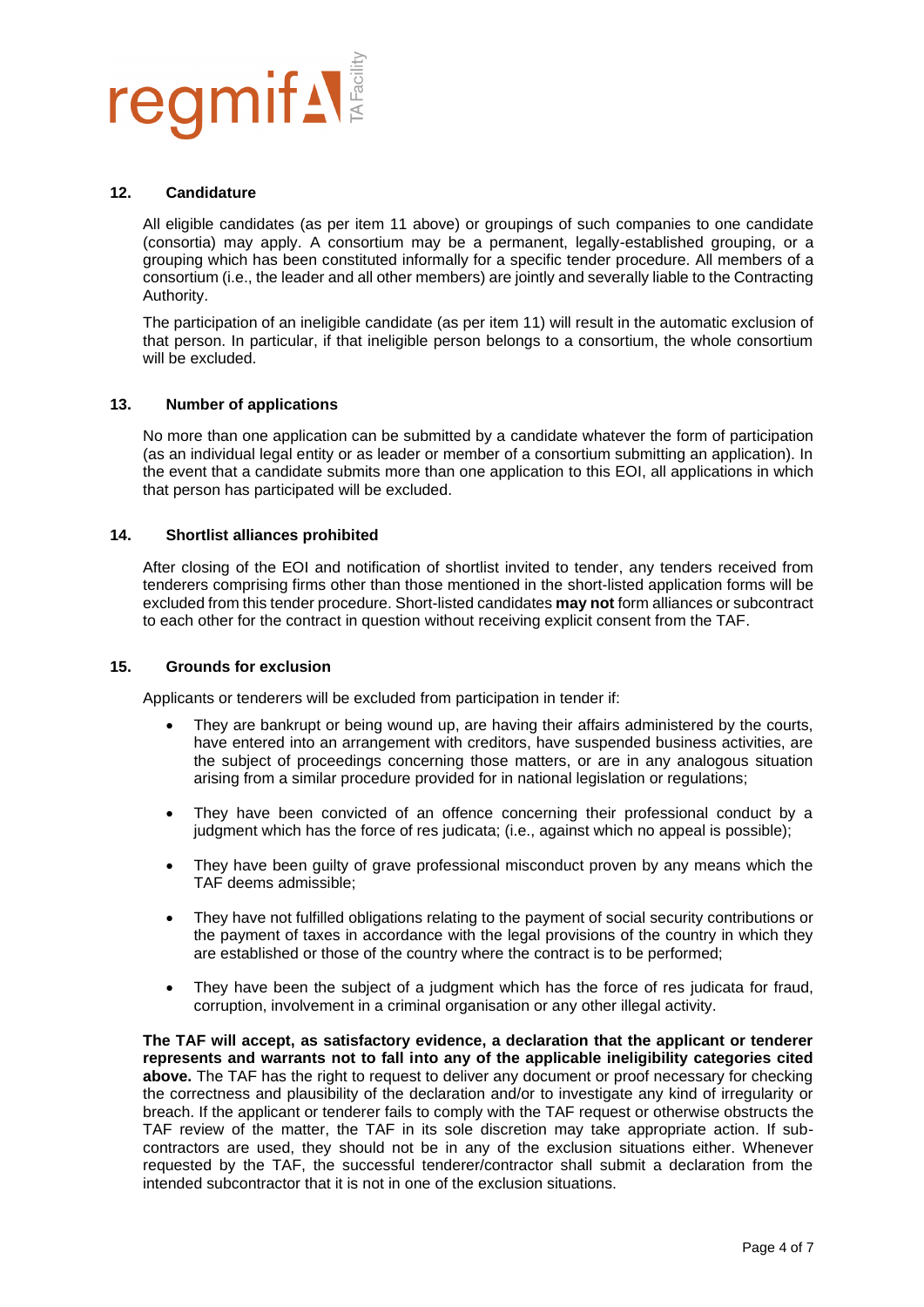## 12. Candidature

All eligible candidates (as per item 11 above) or groupings of such companies to one candidate (consortia) may apply. A consortium may be a permanent, legally-established grouping, or a grouping which has been constituted informally for a specific tender procedure. All members of a consortium (i.e., the leader and all other members) are jointly and severally liable to the Contracting Authority.

The participation of an ineligible candidate (as per item 11) will result in the automatic exclusion of that person. In particular, if that ineligible person belongs to a consortium, the whole consortium will be excluded.

## 13. Number of applications

No more than one application can be submitted by a candidate whatever the form of participation (as an individual legal entity or as leader or member of a consortium submitting an application). In the event that a candidate submits more than one application to this EOI, all applications in which that person has participated will be excluded.

## 14. Shortlist alliances prohibited

After closing of the EOI and notification of shortlist invited to tender, any tenders received from tenderers comprising firms other than those mentioned in the short-listed application forms will be excluded from this tender procedure. Short-listed candidates **may not** form alliances or subcontract to each other for the contract in question without receiving explicit consent from the TAF.

## 15. Grounds for exclusion

Applicants or tenderers will be excluded from participation in tender if:

- They are bankrupt or being wound up, are having their affairs administered by the courts, have entered into an arrangement with creditors, have suspended business activities, are the subject of proceedings concerning those matters, or are in any analogous situation arising from a similar procedure provided for in national legislation or regulations;
- They have been convicted of an offence concerning their professional conduct by a judgment which has the force of res judicata; (i.e., against which no appeal is possible);
- They have been guilty of grave professional misconduct proven by any means which the TAF deems admissible;
- They have not fulfilled obligations relating to the payment of social security contributions or the payment of taxes in accordance with the legal provisions of the country in which they are established or those of the country where the contract is to be performed;
- They have been the subject of a judgment which has the force of res judicata for fraud, corruption, involvement in a criminal organisation or any other illegal activity.

**The TAF will accept, as satisfactory evidence, a declaration that the applicant or tenderer represents and warrants not to fall into any of the applicable ineligibility categories cited above.** The TAF has the right to request to deliver any document or proof necessary for checking the correctness and plausibility of the declaration and/or to investigate any kind of irregularity or breach. If the applicant or tenderer fails to comply with the TAF request or otherwise obstructs the TAF review of the matter, the TAF in its sole discretion may take appropriate action. If sub-contractors are used, they should not be in any of the exclusion situations either. Whenever requested by the TAF, the successful tenderer/contractor shall submit a declaration from the intended subcontractor that it is not in one of the exclusion situations.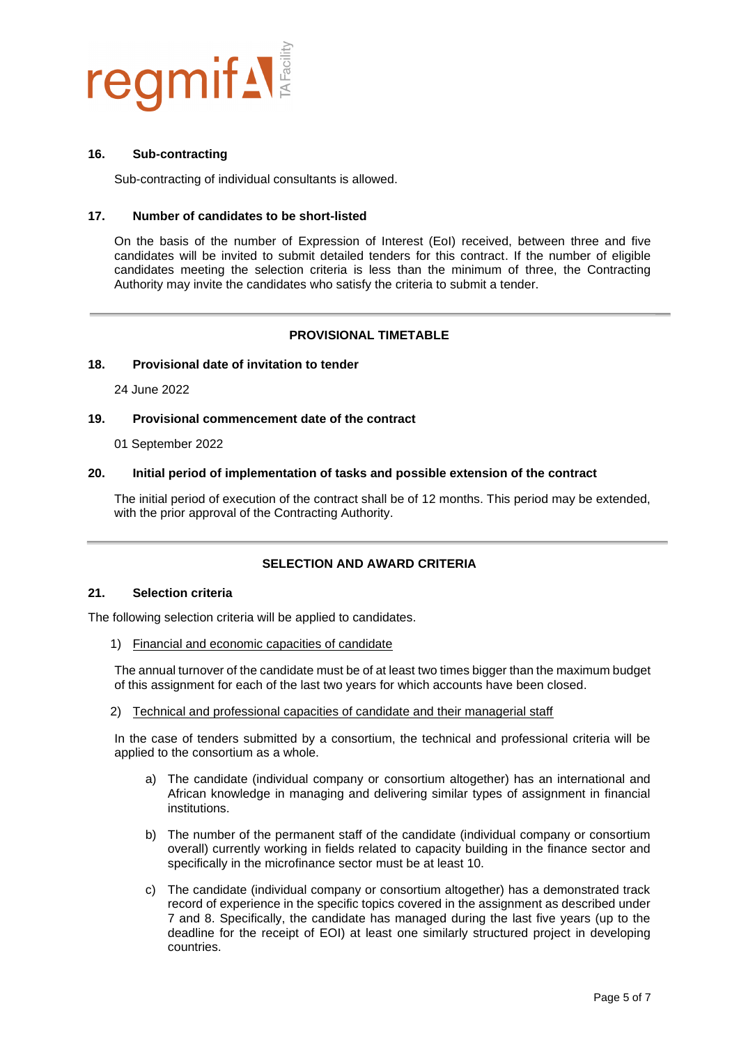### 16. Sub-contracting

Sub-contracting of individual consultants is allowed.

### 17. Number of candidates to be short-listed

On the basis of the number of Expression of Interest (EoI) received, between three and five candidates will be invited to submit detailed tenders for this contract. If the number of eligible candidates meeting the selection criteria is less than the minimum of three, the Contracting Authority may invite the candidates who satisfy the criteria to submit a tender.

---

## PROVISIONAL TIMETABLE

### 18. Provisional date of invitation to tender

24 June 2022

### 19. Provisional commencement date of the contract

01 September 2022

### 20. Initial period of implementation of tasks and possible extension of the contract

The initial period of execution of the contract shall be of 12 months. This period may be extended, with the prior approval of the Contracting Authority.

---

## SELECTION AND AWARD CRITERIA

### 21. Selection criteria

The following selection criteria will be applied to candidates.

1) Financial and economic capacities of candidate

The annual turnover of the candidate must be of at least two times bigger than the maximum budget of this assignment for each of the last two years for which accounts have been closed.

2) Technical and professional capacities of candidate and their managerial staff

In the case of tenders submitted by a consortium, the technical and professional criteria will be applied to the consortium as a whole.

a) The candidate (individual company or consortium altogether) has an international and African knowledge in managing and delivering similar types of assignment in financial institutions.

b) The number of the permanent staff of the candidate (individual company or consortium overall) currently working in fields related to capacity building in the finance sector and specifically in the microfinance sector must be at least 10.

c) The candidate (individual company or consortium altogether) has a demonstrated track record of experience in the specific topics covered in the assignment as described under 7 and 8. Specifically, the candidate has managed during the last five years (up to the deadline for the receipt of EOI) at least one similarly structured project in developing countries.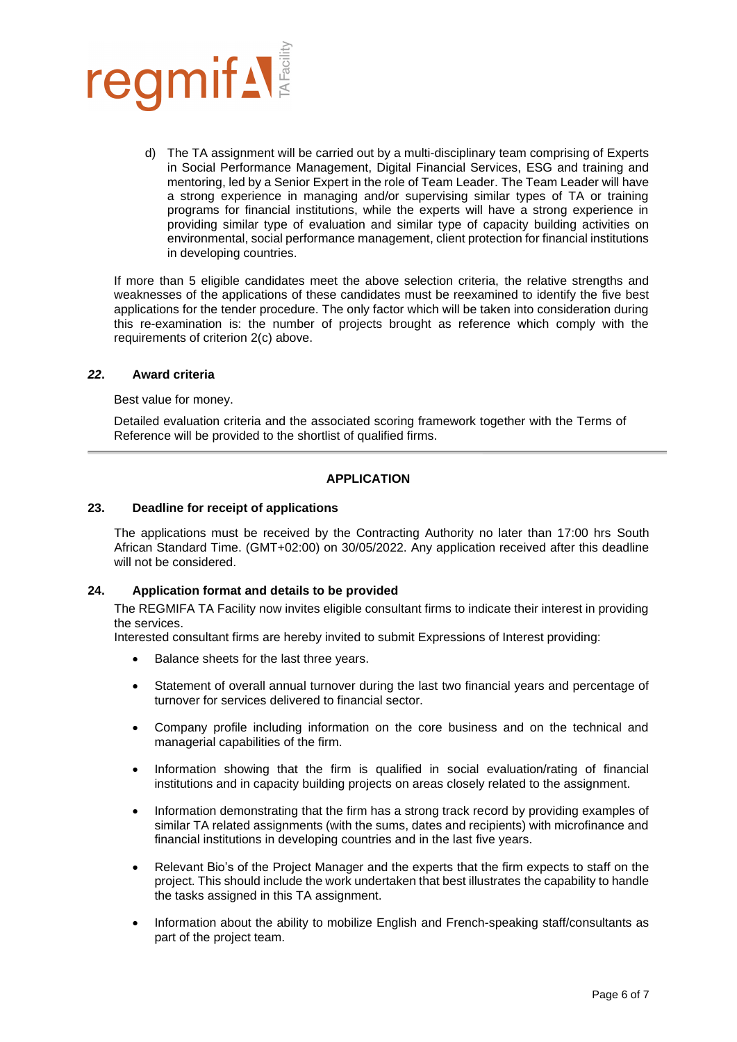d) The TA assignment will be carried out by a multi-disciplinary team comprising of Experts in Social Performance Management, Digital Financial Services, ESG and training and mentoring, led by a Senior Expert in the role of Team Leader. The Team Leader will have a strong experience in managing and/or supervising similar types of TA or training programs for financial institutions, while the experts will have a strong experience in providing similar type of evaluation and similar type of capacity building activities on environmental, social performance management, client protection for financial institutions in developing countries.

If more than 5 eligible candidates meet the above selection criteria, the relative strengths and weaknesses of the applications of these candidates must be reexamined to identify the five best applications for the tender procedure. The only factor which will be taken into consideration during this re-examination is: the number of projects brought as reference which comply with the requirements of criterion 2(c) above.

### *22*. Award criteria

Best value for money.

Detailed evaluation criteria and the associated scoring framework together with the Terms of Reference will be provided to the shortlist of qualified firms.

---

## APPLICATION

### 23. Deadline for receipt of applications

The applications must be received by the Contracting Authority no later than 17:00 hrs South African Standard Time. (GMT+02:00) on 30/05/2022. Any application received after this deadline will not be considered.

### 24. Application format and details to be provided

The REGMIFA TA Facility now invites eligible consultant firms to indicate their interest in providing the services.
Interested consultant firms are hereby invited to submit Expressions of Interest providing:

- Balance sheets for the last three years.
- Statement of overall annual turnover during the last two financial years and percentage of turnover for services delivered to financial sector.
- Company profile including information on the core business and on the technical and managerial capabilities of the firm.
- Information showing that the firm is qualified in social evaluation/rating of financial institutions and in capacity building projects on areas closely related to the assignment.
- Information demonstrating that the firm has a strong track record by providing examples of similar TA related assignments (with the sums, dates and recipients) with microfinance and financial institutions in developing countries and in the last five years.
- Relevant Bio's of the Project Manager and the experts that the firm expects to staff on the project. This should include the work undertaken that best illustrates the capability to handle the tasks assigned in this TA assignment.
- Information about the ability to mobilize English and French-speaking staff/consultants as part of the project team.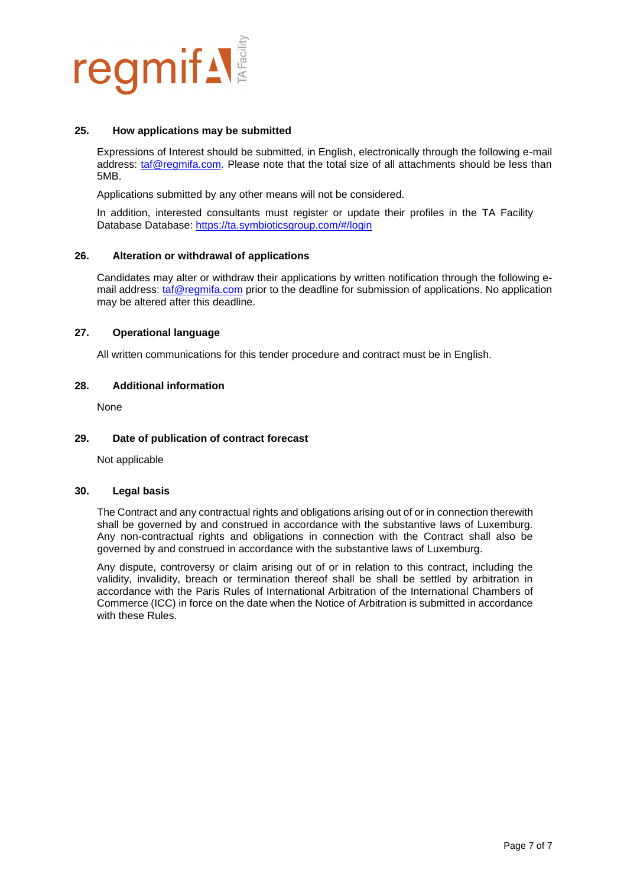### 25. How applications may be submitted

Expressions of Interest should be submitted, in English, electronically through the following e-mail address: taf@regmifa.com. Please note that the total size of all attachments should be less than 5MB.

Applications submitted by any other means will not be considered.

In addition, interested consultants must register or update their profiles in the TA Facility Database Database: https://ta.symbioticsgroup.com/#/login

### 26. Alteration or withdrawal of applications

Candidates may alter or withdraw their applications by written notification through the following e-mail address: taf@regmifa.com prior to the deadline for submission of applications. No application may be altered after this deadline.

### 27. Operational language

All written communications for this tender procedure and contract must be in English.

### 28. Additional information

None

### 29. Date of publication of contract forecast

Not applicable

### 30. Legal basis

The Contract and any contractual rights and obligations arising out of or in connection therewith shall be governed by and construed in accordance with the substantive laws of Luxemburg. Any non-contractual rights and obligations in connection with the Contract shall also be governed by and construed in accordance with the substantive laws of Luxemburg.

Any dispute, controversy or claim arising out of or in relation to this contract, including the validity, invalidity, breach or termination thereof shall be shall be settled by arbitration in accordance with the Paris Rules of International Arbitration of the International Chambers of Commerce (ICC) in force on the date when the Notice of Arbitration is submitted in accordance with these Rules.